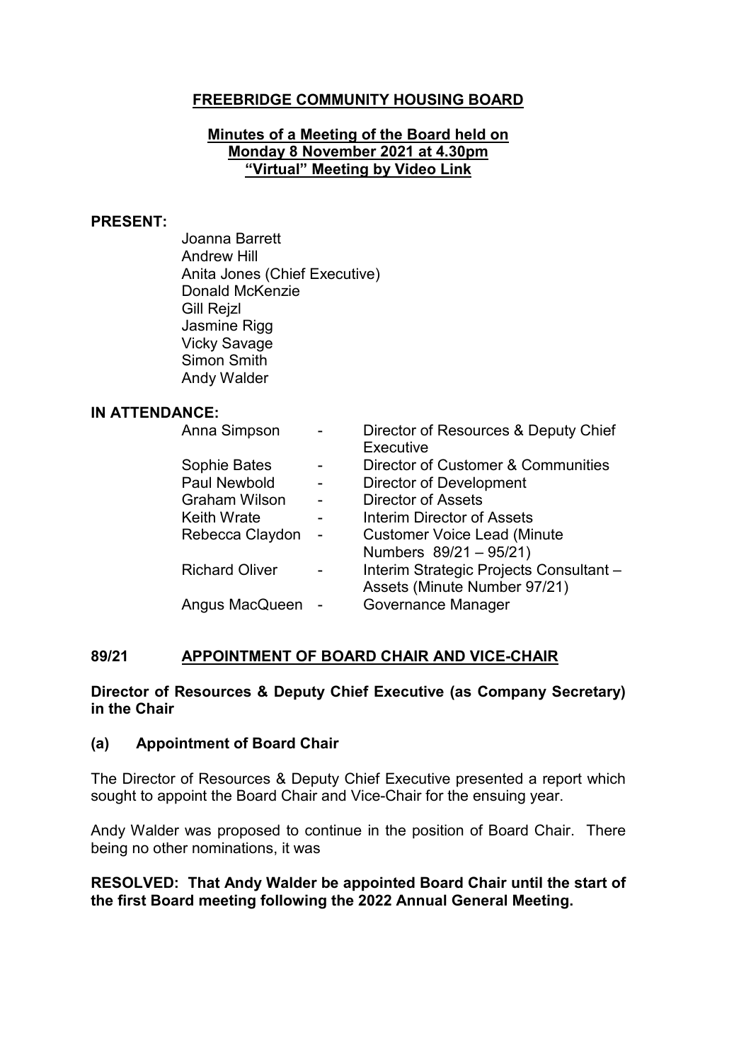# FREEBRIDGE COMMUNITY HOUSING BOARD

## Minutes of a Meeting of the Board held on Monday 8 November 2021 at 4.30pm "Virtual" Meeting by Video Link

**PRESENT:**

Joanna Barrett
Andrew Hill
Anita Jones (Chief Executive)
Donald McKenzie
Gill Rejzl
Jasmine Rigg
Vicky Savage
Simon Smith
Andy Walder

**IN ATTENDANCE:**

| | | |
|---|---|---|
| Anna Simpson | - | Director of Resources & Deputy Chief Executive |
| Sophie Bates | - | Director of Customer & Communities |
| Paul Newbold | - | Director of Development |
| Graham Wilson | - | Director of Assets |
| Keith Wrate | - | Interim Director of Assets |
| Rebecca Claydon | - | Customer Voice Lead (Minute Numbers 89/21 – 95/21) |
| Richard Oliver | - | Interim Strategic Projects Consultant – Assets (Minute Number 97/21) |
| Angus MacQueen | - | Governance Manager |

## 89/21 APPOINTMENT OF BOARD CHAIR AND VICE-CHAIR

**Director of Resources & Deputy Chief Executive (as Company Secretary) in the Chair**

### (a) Appointment of Board Chair

The Director of Resources & Deputy Chief Executive presented a report which sought to appoint the Board Chair and Vice-Chair for the ensuing year.

Andy Walder was proposed to continue in the position of Board Chair. There being no other nominations, it was

**RESOLVED: That Andy Walder be appointed Board Chair until the start of the first Board meeting following the 2022 Annual General Meeting.**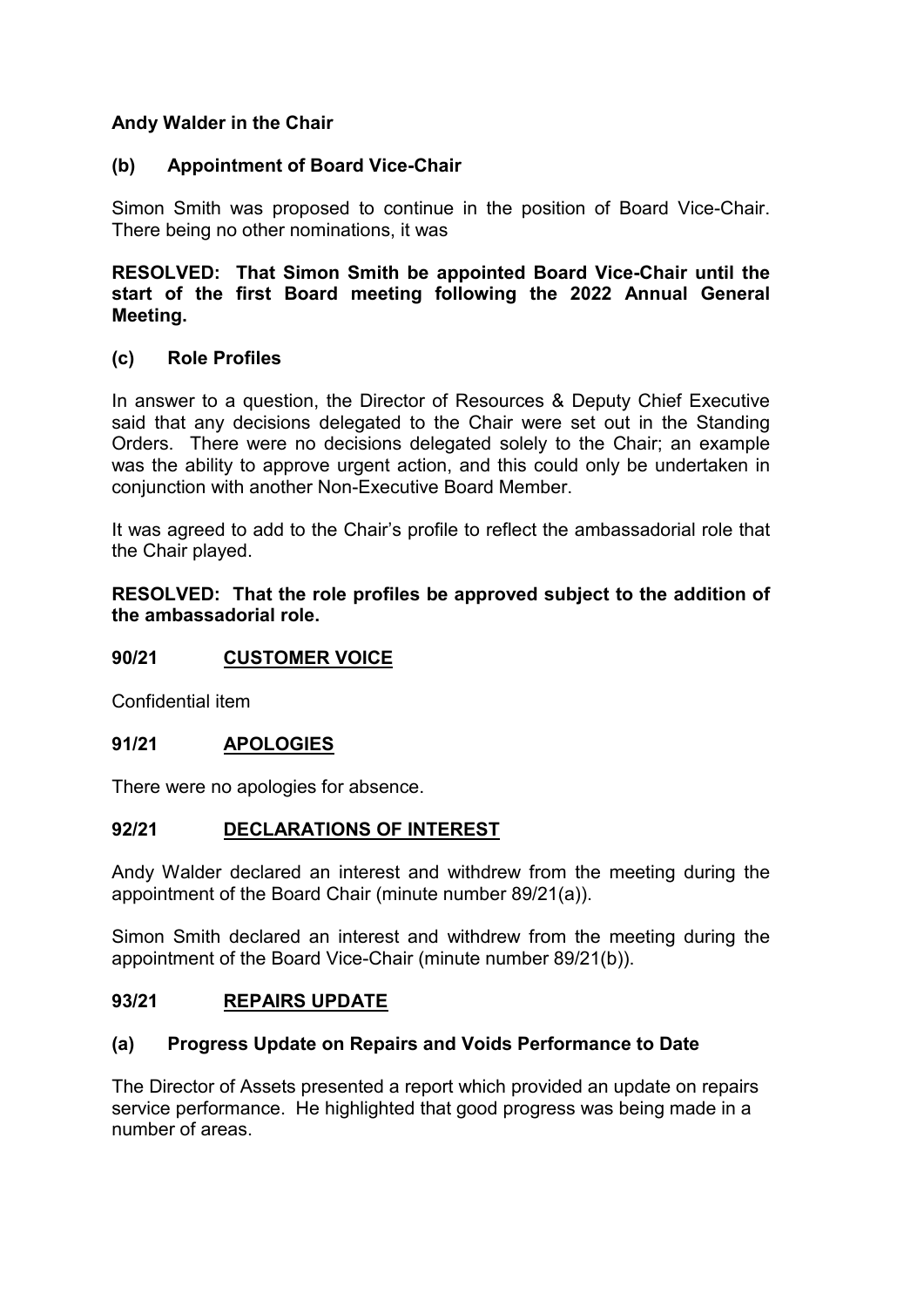**Andy Walder in the Chair**

**(b) Appointment of Board Vice-Chair**

Simon Smith was proposed to continue in the position of Board Vice-Chair. There being no other nominations, it was

**RESOLVED: That Simon Smith be appointed Board Vice-Chair until the start of the first Board meeting following the 2022 Annual General Meeting.**

**(c) Role Profiles**

In answer to a question, the Director of Resources & Deputy Chief Executive said that any decisions delegated to the Chair were set out in the Standing Orders. There were no decisions delegated solely to the Chair; an example was the ability to approve urgent action, and this could only be undertaken in conjunction with another Non-Executive Board Member.

It was agreed to add to the Chair's profile to reflect the ambassadorial role that the Chair played.

**RESOLVED: That the role profiles be approved subject to the addition of the ambassadorial role.**

## 90/21 CUSTOMER VOICE

Confidential item

## 91/21 APOLOGIES

There were no apologies for absence.

## 92/21 DECLARATIONS OF INTEREST

Andy Walder declared an interest and withdrew from the meeting during the appointment of the Board Chair (minute number 89/21(a)).

Simon Smith declared an interest and withdrew from the meeting during the appointment of the Board Vice-Chair (minute number 89/21(b)).

## 93/21 REPAIRS UPDATE

**(a) Progress Update on Repairs and Voids Performance to Date**

The Director of Assets presented a report which provided an update on repairs service performance. He highlighted that good progress was being made in a number of areas.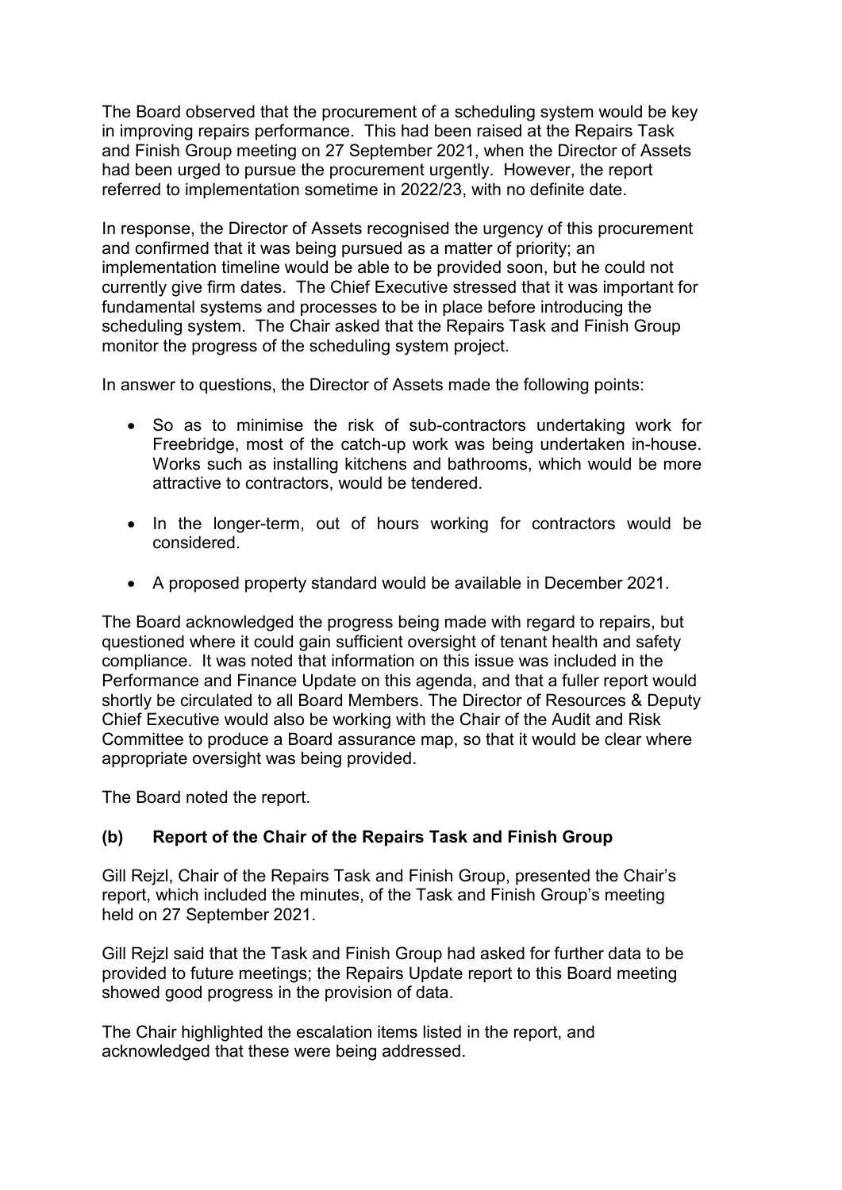The Board observed that the procurement of a scheduling system would be key in improving repairs performance. This had been raised at the Repairs Task and Finish Group meeting on 27 September 2021, when the Director of Assets had been urged to pursue the procurement urgently. However, the report referred to implementation sometime in 2022/23, with no definite date.

In response, the Director of Assets recognised the urgency of this procurement and confirmed that it was being pursued as a matter of priority; an implementation timeline would be able to be provided soon, but he could not currently give firm dates. The Chief Executive stressed that it was important for fundamental systems and processes to be in place before introducing the scheduling system. The Chair asked that the Repairs Task and Finish Group monitor the progress of the scheduling system project.

In answer to questions, the Director of Assets made the following points:

- So as to minimise the risk of sub-contractors undertaking work for Freebridge, most of the catch-up work was being undertaken in-house. Works such as installing kitchens and bathrooms, which would be more attractive to contractors, would be tendered.
- In the longer-term, out of hours working for contractors would be considered.
- A proposed property standard would be available in December 2021.

The Board acknowledged the progress being made with regard to repairs, but questioned where it could gain sufficient oversight of tenant health and safety compliance. It was noted that information on this issue was included in the Performance and Finance Update on this agenda, and that a fuller report would shortly be circulated to all Board Members. The Director of Resources & Deputy Chief Executive would also be working with the Chair of the Audit and Risk Committee to produce a Board assurance map, so that it would be clear where appropriate oversight was being provided.

The Board noted the report.

### (b) Report of the Chair of the Repairs Task and Finish Group

Gill Rejzl, Chair of the Repairs Task and Finish Group, presented the Chair's report, which included the minutes, of the Task and Finish Group's meeting held on 27 September 2021.

Gill Rejzl said that the Task and Finish Group had asked for further data to be provided to future meetings; the Repairs Update report to this Board meeting showed good progress in the provision of data.

The Chair highlighted the escalation items listed in the report, and acknowledged that these were being addressed.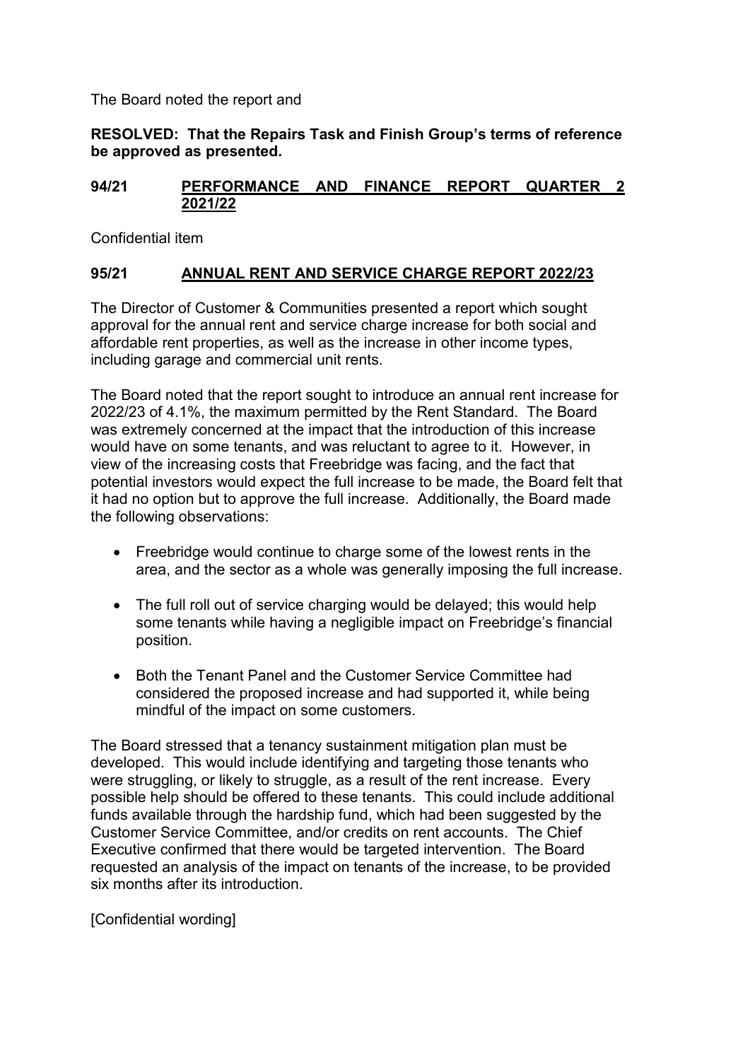The Board noted the report and

**RESOLVED: That the Repairs Task and Finish Group's terms of reference be approved as presented.**

## 94/21 PERFORMANCE AND FINANCE REPORT QUARTER 2 2021/22

Confidential item

## 95/21 ANNUAL RENT AND SERVICE CHARGE REPORT 2022/23

The Director of Customer & Communities presented a report which sought approval for the annual rent and service charge increase for both social and affordable rent properties, as well as the increase in other income types, including garage and commercial unit rents.

The Board noted that the report sought to introduce an annual rent increase for 2022/23 of 4.1%, the maximum permitted by the Rent Standard. The Board was extremely concerned at the impact that the introduction of this increase would have on some tenants, and was reluctant to agree to it. However, in view of the increasing costs that Freebridge was facing, and the fact that potential investors would expect the full increase to be made, the Board felt that it had no option but to approve the full increase. Additionally, the Board made the following observations:

- Freebridge would continue to charge some of the lowest rents in the area, and the sector as a whole was generally imposing the full increase.
- The full roll out of service charging would be delayed; this would help some tenants while having a negligible impact on Freebridge's financial position.
- Both the Tenant Panel and the Customer Service Committee had considered the proposed increase and had supported it, while being mindful of the impact on some customers.

The Board stressed that a tenancy sustainment mitigation plan must be developed. This would include identifying and targeting those tenants who were struggling, or likely to struggle, as a result of the rent increase. Every possible help should be offered to these tenants. This could include additional funds available through the hardship fund, which had been suggested by the Customer Service Committee, and/or credits on rent accounts. The Chief Executive confirmed that there would be targeted intervention. The Board requested an analysis of the impact on tenants of the increase, to be provided six months after its introduction.

[Confidential wording]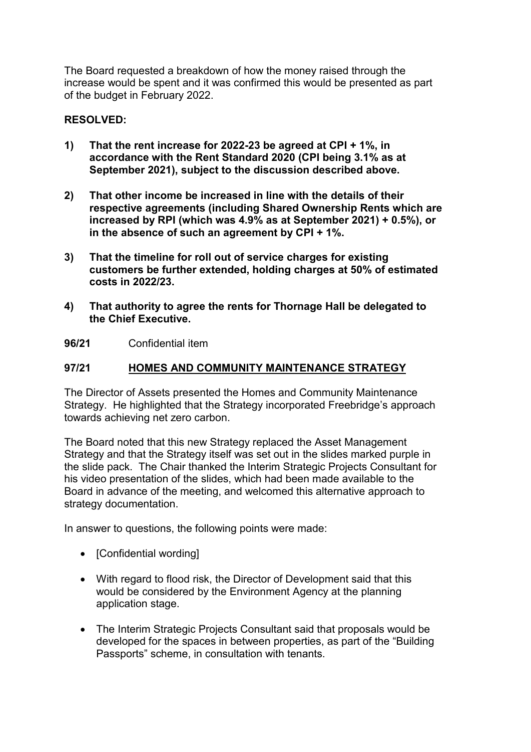The Board requested a breakdown of how the money raised through the increase would be spent and it was confirmed this would be presented as part of the budget in February 2022.

**RESOLVED:**

1) **That the rent increase for 2022-23 be agreed at CPI + 1%, in accordance with the Rent Standard 2020 (CPI being 3.1% as at September 2021), subject to the discussion described above.**

2) **That other income be increased in line with the details of their respective agreements (including Shared Ownership Rents which are increased by RPI (which was 4.9% as at September 2021) + 0.5%), or in the absence of such an agreement by CPI + 1%.**

3) **That the timeline for roll out of service charges for existing customers be further extended, holding charges at 50% of estimated costs in 2022/23.**

4) **That authority to agree the rents for Thornage Hall be delegated to the Chief Executive.**

**96/21** Confidential item

## 97/21 HOMES AND COMMUNITY MAINTENANCE STRATEGY

The Director of Assets presented the Homes and Community Maintenance Strategy. He highlighted that the Strategy incorporated Freebridge's approach towards achieving net zero carbon.

The Board noted that this new Strategy replaced the Asset Management Strategy and that the Strategy itself was set out in the slides marked purple in the slide pack. The Chair thanked the Interim Strategic Projects Consultant for his video presentation of the slides, which had been made available to the Board in advance of the meeting, and welcomed this alternative approach to strategy documentation.

In answer to questions, the following points were made:

- [Confidential wording]
- With regard to flood risk, the Director of Development said that this would be considered by the Environment Agency at the planning application stage.
- The Interim Strategic Projects Consultant said that proposals would be developed for the spaces in between properties, as part of the "Building Passports" scheme, in consultation with tenants.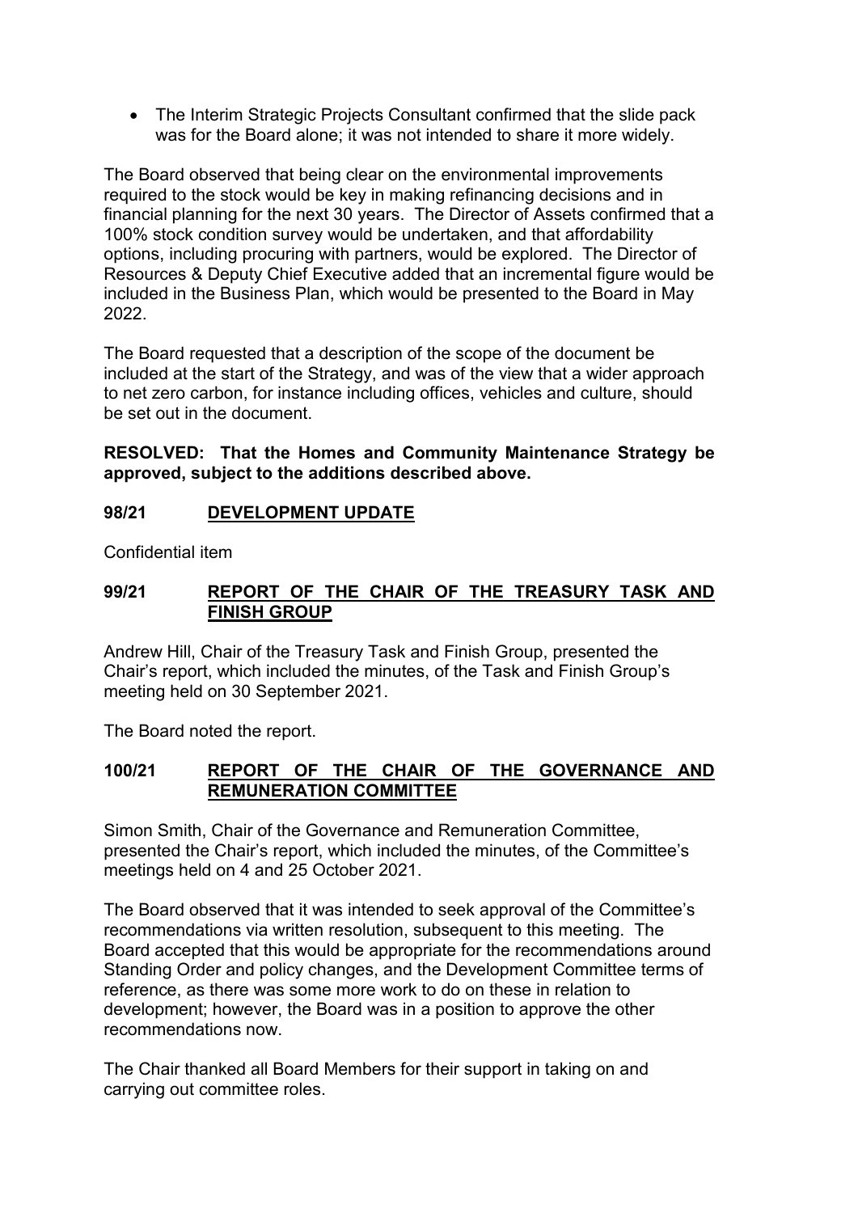- The Interim Strategic Projects Consultant confirmed that the slide pack was for the Board alone; it was not intended to share it more widely.

The Board observed that being clear on the environmental improvements required to the stock would be key in making refinancing decisions and in financial planning for the next 30 years. The Director of Assets confirmed that a 100% stock condition survey would be undertaken, and that affordability options, including procuring with partners, would be explored. The Director of Resources & Deputy Chief Executive added that an incremental figure would be included in the Business Plan, which would be presented to the Board in May 2022.

The Board requested that a description of the scope of the document be included at the start of the Strategy, and was of the view that a wider approach to net zero carbon, for instance including offices, vehicles and culture, should be set out in the document.

**RESOLVED: That the Homes and Community Maintenance Strategy be approved, subject to the additions described above.**

## 98/21 DEVELOPMENT UPDATE

Confidential item

## 99/21 REPORT OF THE CHAIR OF THE TREASURY TASK AND FINISH GROUP

Andrew Hill, Chair of the Treasury Task and Finish Group, presented the Chair's report, which included the minutes, of the Task and Finish Group's meeting held on 30 September 2021.

The Board noted the report.

## 100/21 REPORT OF THE CHAIR OF THE GOVERNANCE AND REMUNERATION COMMITTEE

Simon Smith, Chair of the Governance and Remuneration Committee, presented the Chair's report, which included the minutes, of the Committee's meetings held on 4 and 25 October 2021.

The Board observed that it was intended to seek approval of the Committee's recommendations via written resolution, subsequent to this meeting. The Board accepted that this would be appropriate for the recommendations around Standing Order and policy changes, and the Development Committee terms of reference, as there was some more work to do on these in relation to development; however, the Board was in a position to approve the other recommendations now.

The Chair thanked all Board Members for their support in taking on and carrying out committee roles.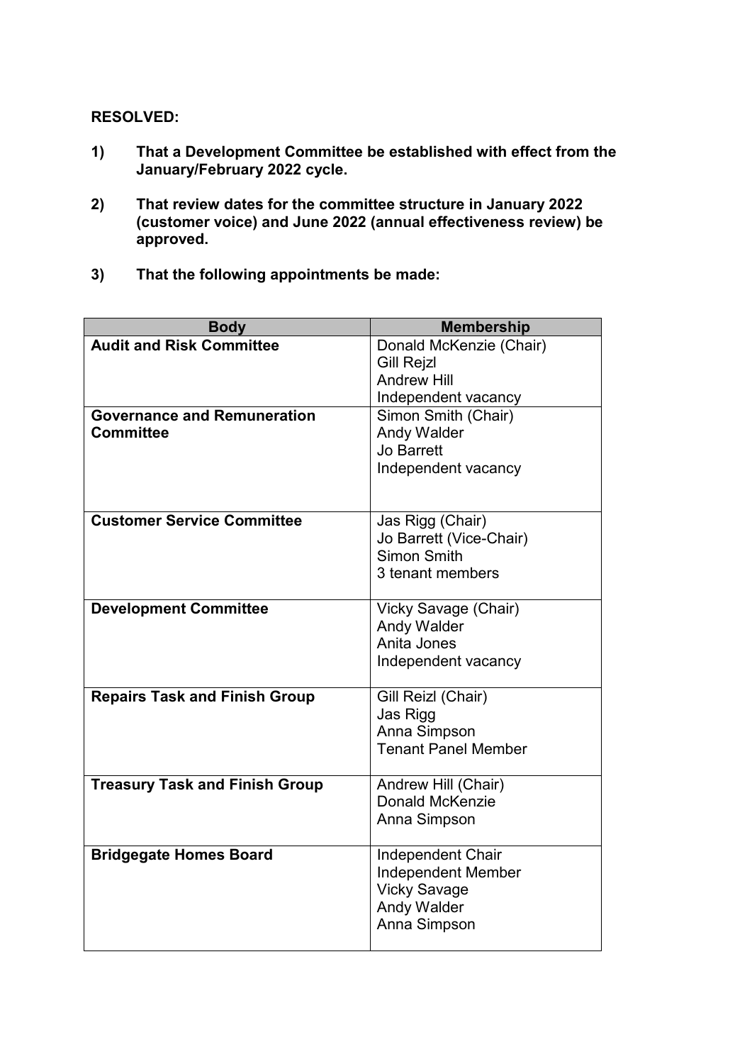**RESOLVED:**

1) **That a Development Committee be established with effect from the January/February 2022 cycle.**

2) **That review dates for the committee structure in January 2022 (customer voice) and June 2022 (annual effectiveness review) be approved.**

3) **That the following appointments be made:**

| Body | Membership |
|---|---|
| **Audit and Risk Committee** | Donald McKenzie (Chair)<br>Gill Rejzl<br>Andrew Hill<br>Independent vacancy |
| **Governance and Remuneration Committee** | Simon Smith (Chair)<br>Andy Walder<br>Jo Barrett<br>Independent vacancy |
| **Customer Service Committee** | Jas Rigg (Chair)<br>Jo Barrett (Vice-Chair)<br>Simon Smith<br>3 tenant members |
| **Development Committee** | Vicky Savage (Chair)<br>Andy Walder<br>Anita Jones<br>Independent vacancy |
| **Repairs Task and Finish Group** | Gill Reizl (Chair)<br>Jas Rigg<br>Anna Simpson<br>Tenant Panel Member |
| **Treasury Task and Finish Group** | Andrew Hill (Chair)<br>Donald McKenzie<br>Anna Simpson |
| **Bridgegate Homes Board** | Independent Chair<br>Independent Member<br>Vicky Savage<br>Andy Walder<br>Anna Simpson |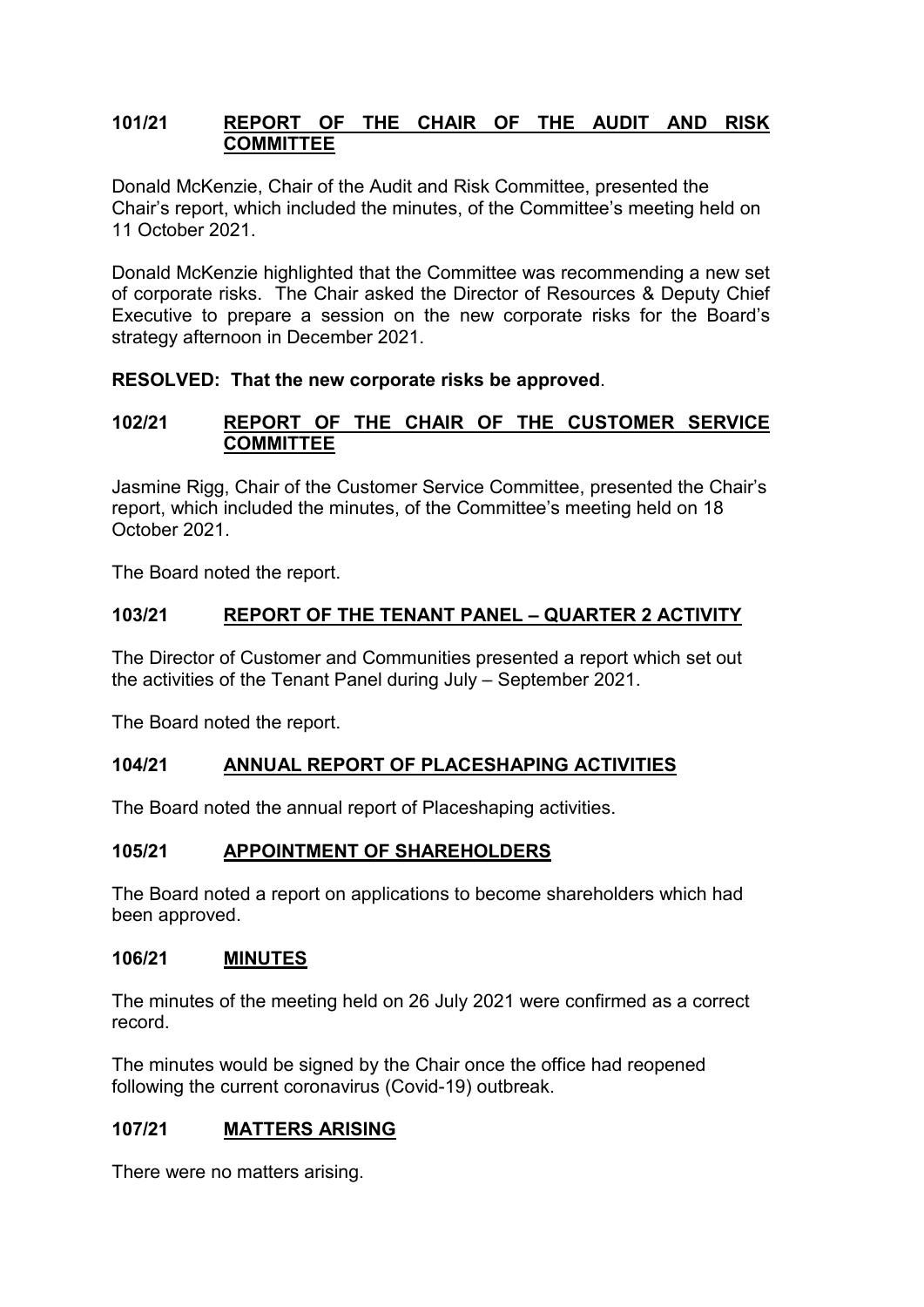## 101/21 REPORT OF THE CHAIR OF THE AUDIT AND RISK COMMITTEE

Donald McKenzie, Chair of the Audit and Risk Committee, presented the Chair's report, which included the minutes, of the Committee's meeting held on 11 October 2021.

Donald McKenzie highlighted that the Committee was recommending a new set of corporate risks. The Chair asked the Director of Resources & Deputy Chief Executive to prepare a session on the new corporate risks for the Board's strategy afternoon in December 2021.

**RESOLVED: That the new corporate risks be approved**.

## 102/21 REPORT OF THE CHAIR OF THE CUSTOMER SERVICE COMMITTEE

Jasmine Rigg, Chair of the Customer Service Committee, presented the Chair's report, which included the minutes, of the Committee's meeting held on 18 October 2021.

The Board noted the report.

## 103/21 REPORT OF THE TENANT PANEL – QUARTER 2 ACTIVITY

The Director of Customer and Communities presented a report which set out the activities of the Tenant Panel during July – September 2021.

The Board noted the report.

## 104/21 ANNUAL REPORT OF PLACESHAPING ACTIVITIES

The Board noted the annual report of Placeshaping activities.

## 105/21 APPOINTMENT OF SHAREHOLDERS

The Board noted a report on applications to become shareholders which had been approved.

## 106/21 MINUTES

The minutes of the meeting held on 26 July 2021 were confirmed as a correct record.

The minutes would be signed by the Chair once the office had reopened following the current coronavirus (Covid-19) outbreak.

## 107/21 MATTERS ARISING

There were no matters arising.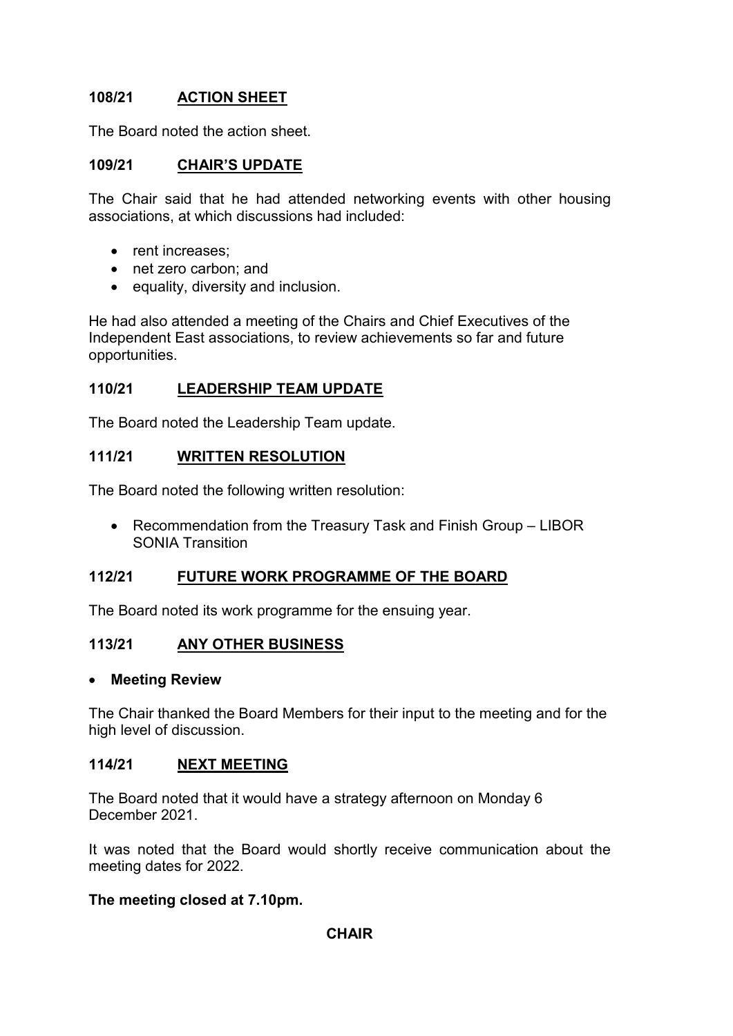### 108/21 ACTION SHEET

The Board noted the action sheet.

### 109/21 CHAIR'S UPDATE

The Chair said that he had attended networking events with other housing associations, at which discussions had included:

- rent increases;
- net zero carbon; and
- equality, diversity and inclusion.

He had also attended a meeting of the Chairs and Chief Executives of the Independent East associations, to review achievements so far and future opportunities.

### 110/21 LEADERSHIP TEAM UPDATE

The Board noted the Leadership Team update.

### 111/21 WRITTEN RESOLUTION

The Board noted the following written resolution:

- Recommendation from the Treasury Task and Finish Group – LIBOR SONIA Transition

### 112/21 FUTURE WORK PROGRAMME OF THE BOARD

The Board noted its work programme for the ensuing year.

### 113/21 ANY OTHER BUSINESS

- **Meeting Review**

The Chair thanked the Board Members for their input to the meeting and for the high level of discussion.

### 114/21 NEXT MEETING

The Board noted that it would have a strategy afternoon on Monday 6 December 2021.

It was noted that the Board would shortly receive communication about the meeting dates for 2022.

**The meeting closed at 7.10pm.**

**CHAIR**